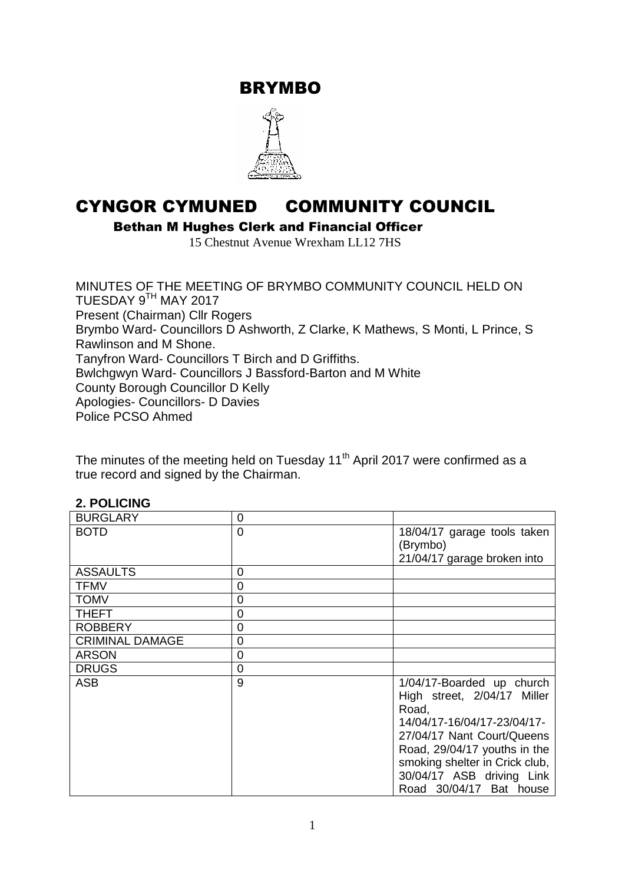# BRYMBO

# CYNGOR CYMUNED COMMUNITY COUNCIL

**Bethan M Hughes Clerk and Financial Officer**

15 Chestnut Avenue Wrexham LL12 7HS

MINUTES OF THE MEETING OF BRYMBO COMMUNITY COUNCIL HELD ON TUESDAY 9TH MAY 2017

Present (Chairman) Cllr Rogers

Brymbo Ward- Councillors D Ashworth, Z Clarke, K Mathews, S Monti, L Prince, S Rawlinson and M Shone.

Tanyfron Ward- Councillors T Birch and D Griffiths.

Bwlchgwyn Ward- Councillors J Bassford-Barton and M White

County Borough Councillor D Kelly

Apologies- Councillors- D Davies

Police PCSO Ahmed

The minutes of the meeting held on Tuesday 11th April 2017 were confirmed as a true record and signed by the Chairman.

**2. POLICING**

| | | |
|---|---|---|
| BURGLARY | 0 | |
| BOTD | 0 | 18/04/17 garage tools taken (Brymbo) 21/04/17 garage broken into |
| ASSAULTS | 0 | |
| TFMV | 0 | |
| TOMV | 0 | |
| THEFT | 0 | |
| ROBBERY | 0 | |
| CRIMINAL DAMAGE | 0 | |
| ARSON | 0 | |
| DRUGS | 0 | |
| ASB | 9 | 1/04/17-Boarded up church High street, 2/04/17 Miller Road, 14/04/17-16/04/17-23/04/17-27/04/17 Nant Court/Queens Road, 29/04/17 youths in the smoking shelter in Crick club, 30/04/17 ASB driving Link Road 30/04/17 Bat house |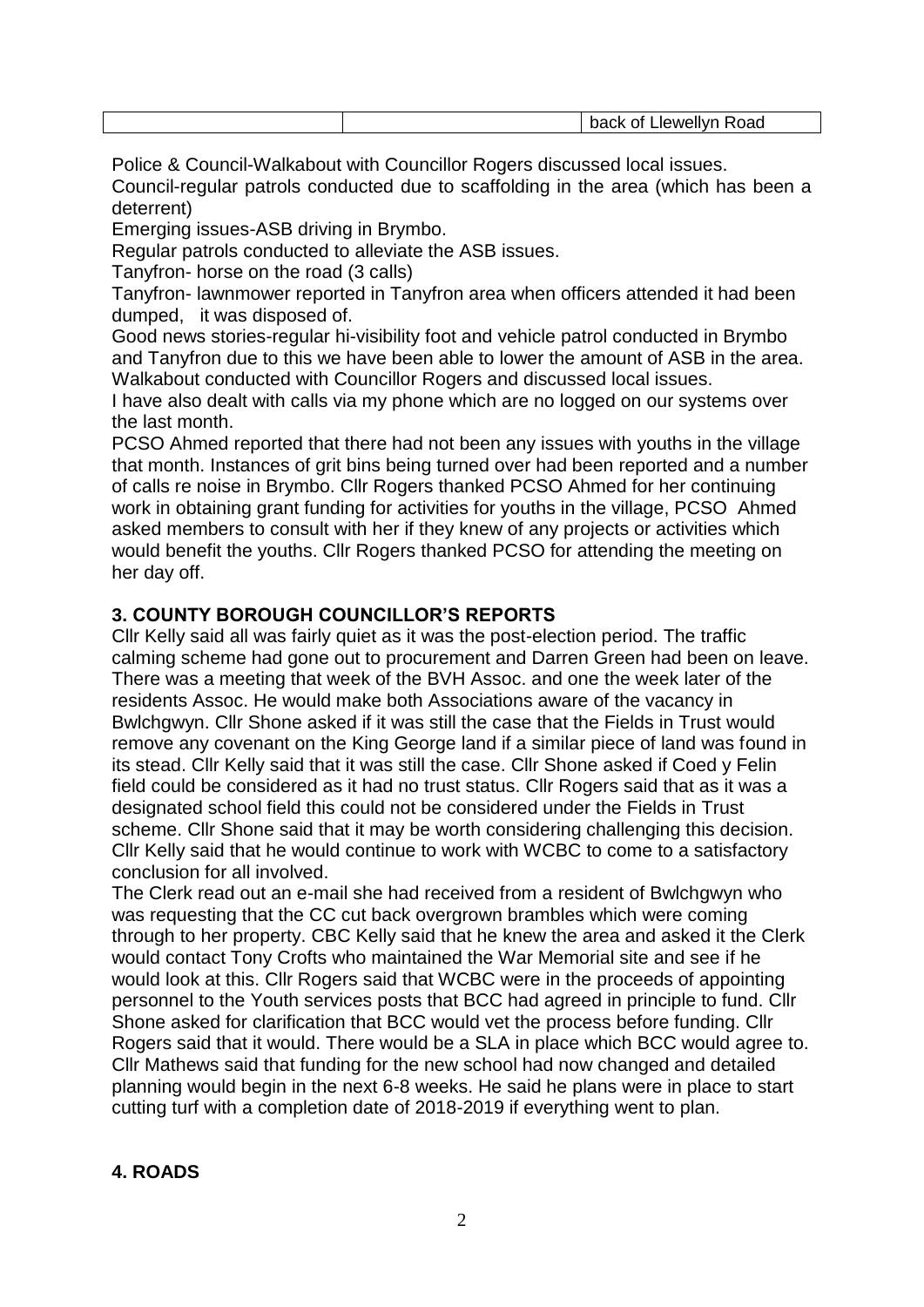|  |  | back of Llewellyn Road |
|---|---|---|

Police & Council-Walkabout with Councillor Rogers discussed local issues.
Council-regular patrols conducted due to scaffolding in the area (which has been a deterrent)
Emerging issues-ASB driving in Brymbo.
Regular patrols conducted to alleviate the ASB issues.
Tanyfron- horse on the road (3 calls)
Tanyfron- lawnmower reported in Tanyfron area when officers attended it had been dumped, it was disposed of.
Good news stories-regular hi-visibility foot and vehicle patrol conducted in Brymbo and Tanyfron due to this we have been able to lower the amount of ASB in the area.
Walkabout conducted with Councillor Rogers and discussed local issues.
I have also dealt with calls via my phone which are no logged on our systems over the last month.
PCSO Ahmed reported that there had not been any issues with youths in the village that month. Instances of grit bins being turned over had been reported and a number of calls re noise in Brymbo. Cllr Rogers thanked PCSO Ahmed for her continuing work in obtaining grant funding for activities for youths in the village, PCSO Ahmed asked members to consult with her if they knew of any projects or activities which would benefit the youths. Cllr Rogers thanked PCSO for attending the meeting on her day off.

## 3. COUNTY BOROUGH COUNCILLOR'S REPORTS

Cllr Kelly said all was fairly quiet as it was the post-election period. The traffic calming scheme had gone out to procurement and Darren Green had been on leave. There was a meeting that week of the BVH Assoc. and one the week later of the residents Assoc. He would make both Associations aware of the vacancy in Bwlchgwyn. Cllr Shone asked if it was still the case that the Fields in Trust would remove any covenant on the King George land if a similar piece of land was found in its stead. Cllr Kelly said that it was still the case. Cllr Shone asked if Coed y Felin field could be considered as it had no trust status. Cllr Rogers said that as it was a designated school field this could not be considered under the Fields in Trust scheme. Cllr Shone said that it may be worth considering challenging this decision. Cllr Kelly said that he would continue to work with WCBC to come to a satisfactory conclusion for all involved.
The Clerk read out an e-mail she had received from a resident of Bwlchgwyn who was requesting that the CC cut back overgrown brambles which were coming through to her property. CBC Kelly said that he knew the area and asked it the Clerk would contact Tony Crofts who maintained the War Memorial site and see if he would look at this. Cllr Rogers said that WCBC were in the proceeds of appointing personnel to the Youth services posts that BCC had agreed in principle to fund. Cllr Shone asked for clarification that BCC would vet the process before funding. Cllr Rogers said that it would. There would be a SLA in place which BCC would agree to. Cllr Mathews said that funding for the new school had now changed and detailed planning would begin in the next 6-8 weeks. He said he plans were in place to start cutting turf with a completion date of 2018-2019 if everything went to plan.

## 4. ROADS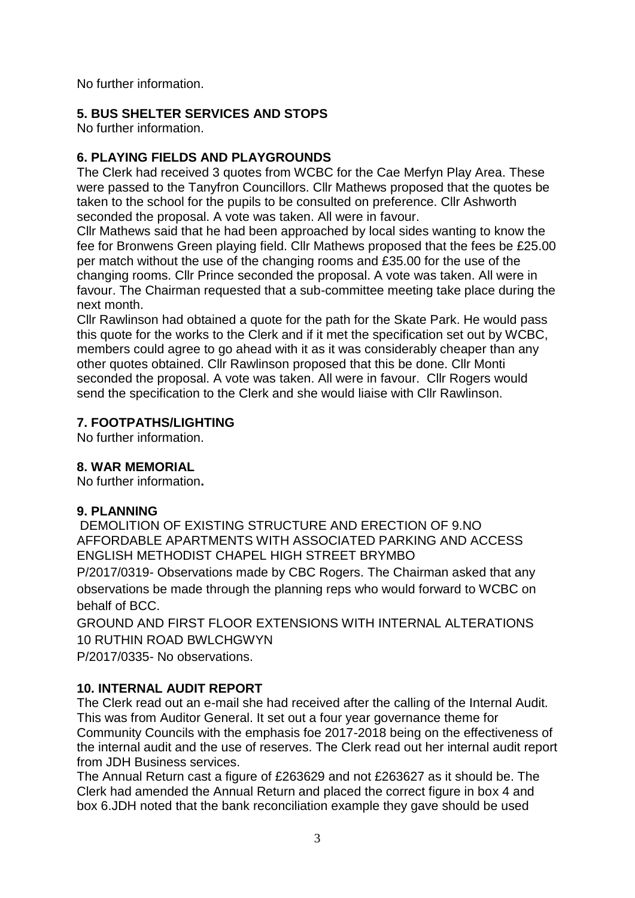No further information.

## 5. BUS SHELTER SERVICES AND STOPS

No further information.

## 6. PLAYING FIELDS AND PLAYGROUNDS

The Clerk had received 3 quotes from WCBC for the Cae Merfyn Play Area. These were passed to the Tanyfron Councillors. Cllr Mathews proposed that the quotes be taken to the school for the pupils to be consulted on preference. Cllr Ashworth seconded the proposal. A vote was taken. All were in favour.

Cllr Mathews said that he had been approached by local sides wanting to know the fee for Bronwens Green playing field. Cllr Mathews proposed that the fees be £25.00 per match without the use of the changing rooms and £35.00 for the use of the changing rooms. Cllr Prince seconded the proposal. A vote was taken. All were in favour. The Chairman requested that a sub-committee meeting take place during the next month.

Cllr Rawlinson had obtained a quote for the path for the Skate Park. He would pass this quote for the works to the Clerk and if it met the specification set out by WCBC, members could agree to go ahead with it as it was considerably cheaper than any other quotes obtained. Cllr Rawlinson proposed that this be done. Cllr Monti seconded the proposal. A vote was taken. All were in favour. Cllr Rogers would send the specification to the Clerk and she would liaise with Cllr Rawlinson.

## 7. FOOTPATHS/LIGHTING

No further information.

## 8. WAR MEMORIAL

No further information**.**

## 9. PLANNING

DEMOLITION OF EXISTING STRUCTURE AND ERECTION OF 9.NO AFFORDABLE APARTMENTS WITH ASSOCIATED PARKING AND ACCESS ENGLISH METHODIST CHAPEL HIGH STREET BRYMBO

P/2017/0319- Observations made by CBC Rogers. The Chairman asked that any observations be made through the planning reps who would forward to WCBC on behalf of BCC.

GROUND AND FIRST FLOOR EXTENSIONS WITH INTERNAL ALTERATIONS 10 RUTHIN ROAD BWLCHGWYN

P/2017/0335- No observations.

## 10. INTERNAL AUDIT REPORT

The Clerk read out an e-mail she had received after the calling of the Internal Audit. This was from Auditor General. It set out a four year governance theme for Community Councils with the emphasis foe 2017-2018 being on the effectiveness of the internal audit and the use of reserves. The Clerk read out her internal audit report from JDH Business services.

The Annual Return cast a figure of £263629 and not £263627 as it should be. The Clerk had amended the Annual Return and placed the correct figure in box 4 and box 6.JDH noted that the bank reconciliation example they gave should be used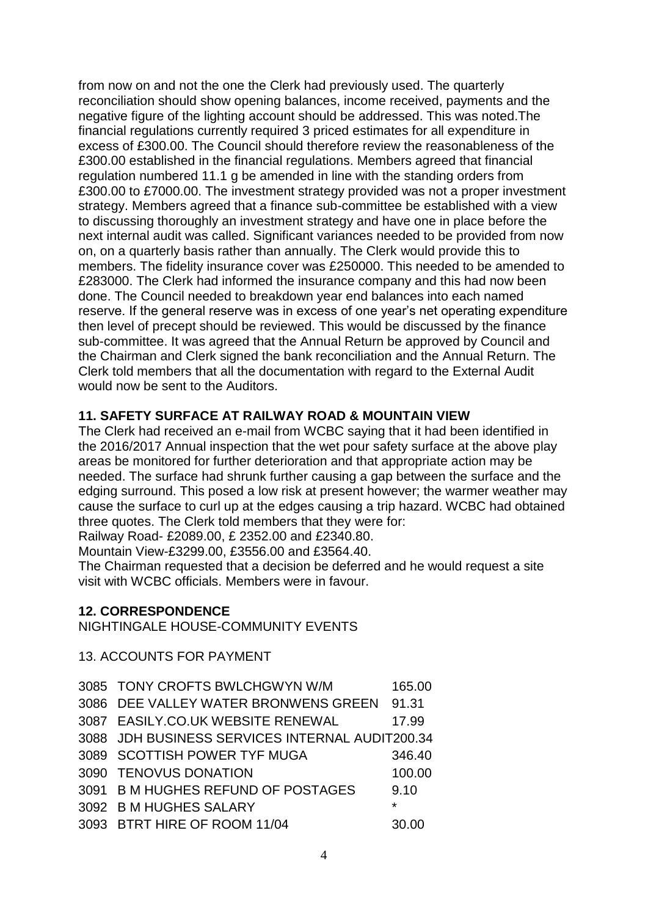from now on and not the one the Clerk had previously used. The quarterly reconciliation should show opening balances, income received, payments and the negative figure of the lighting account should be addressed. This was noted.The financial regulations currently required 3 priced estimates for all expenditure in excess of £300.00. The Council should therefore review the reasonableness of the £300.00 established in the financial regulations. Members agreed that financial regulation numbered 11.1 g be amended in line with the standing orders from £300.00 to £7000.00. The investment strategy provided was not a proper investment strategy. Members agreed that a finance sub-committee be established with a view to discussing thoroughly an investment strategy and have one in place before the next internal audit was called. Significant variances needed to be provided from now on, on a quarterly basis rather than annually. The Clerk would provide this to members. The fidelity insurance cover was £250000. This needed to be amended to £283000. The Clerk had informed the insurance company and this had now been done. The Council needed to breakdown year end balances into each named reserve. If the general reserve was in excess of one year's net operating expenditure then level of precept should be reviewed. This would be discussed by the finance sub-committee. It was agreed that the Annual Return be approved by Council and the Chairman and Clerk signed the bank reconciliation and the Annual Return. The Clerk told members that all the documentation with regard to the External Audit would now be sent to the Auditors.

**11. SAFETY SURFACE AT RAILWAY ROAD & MOUNTAIN VIEW**

The Clerk had received an e-mail from WCBC saying that it had been identified in the 2016/2017 Annual inspection that the wet pour safety surface at the above play areas be monitored for further deterioration and that appropriate action may be needed. The surface had shrunk further causing a gap between the surface and the edging surround. This posed a low risk at present however; the warmer weather may cause the surface to curl up at the edges causing a trip hazard. WCBC had obtained three quotes. The Clerk told members that they were for:

Railway Road- £2089.00, £ 2352.00 and £2340.80.

Mountain View-£3299.00, £3556.00 and £3564.40.

The Chairman requested that a decision be deferred and he would request a site visit with WCBC officials. Members were in favour.

**12. CORRESPONDENCE**

NIGHTINGALE HOUSE-COMMUNITY EVENTS

13. ACCOUNTS FOR PAYMENT

| | | |
|---|---|---|
| 3085 | TONY CROFTS BWLCHGWYN W/M | 165.00 |
| 3086 | DEE VALLEY WATER BRONWENS GREEN | 91.31 |
| 3087 | EASILY.CO.UK WEBSITE RENEWAL | 17.99 |
| 3088 | JDH BUSINESS SERVICES INTERNAL AUDIT | 200.34 |
| 3089 | SCOTTISH POWER TYF MUGA | 346.40 |
| 3090 | TENOVUS DONATION | 100.00 |
| 3091 | B M HUGHES REFUND OF POSTAGES | 9.10 |
| 3092 | B M HUGHES SALARY | * |
| 3093 | BTRT HIRE OF ROOM 11/04 | 30.00 |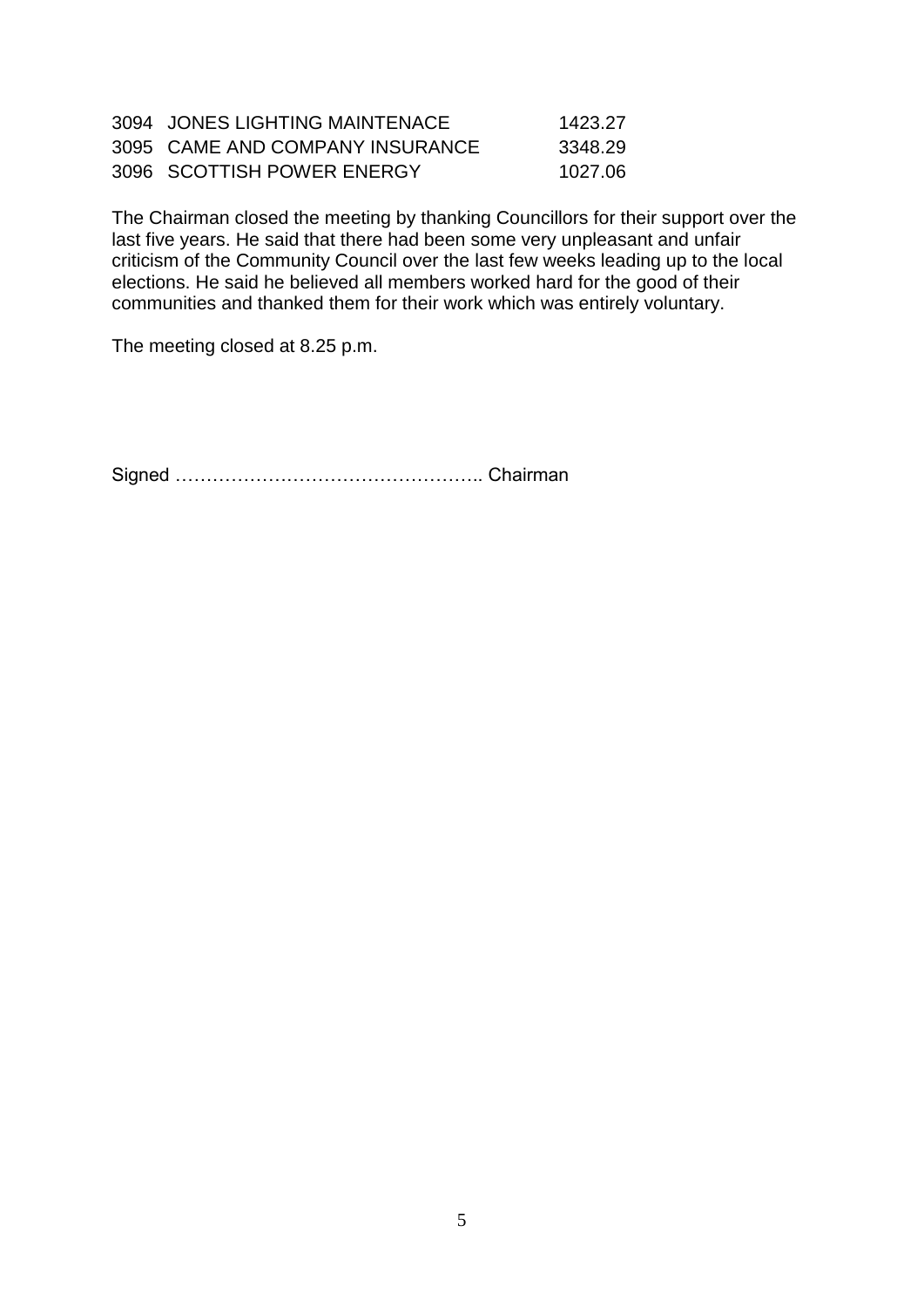| | | |
|---|---|---|
| 3094 | JONES LIGHTING MAINTENACE | 1423.27 |
| 3095 | CAME AND COMPANY INSURANCE | 3348.29 |
| 3096 | SCOTTISH POWER ENERGY | 1027.06 |

The Chairman closed the meeting by thanking Councillors for their support over the last five years. He said that there had been some very unpleasant and unfair criticism of the Community Council over the last few weeks leading up to the local elections. He said he believed all members worked hard for the good of their communities and thanked them for their work which was entirely voluntary.

The meeting closed at 8.25 p.m.

Signed ………………………………………….. Chairman